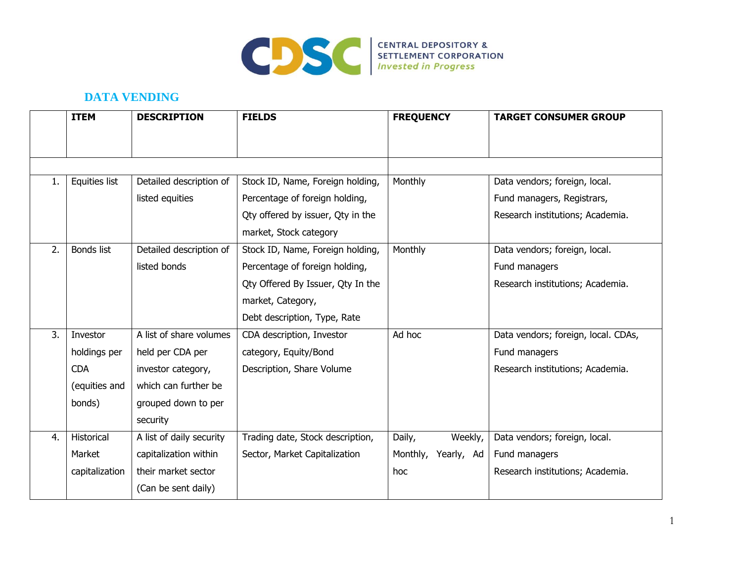CENTRAL DEPOSITORY & SETTLEMENT CORPORATION
*Invested in Progress*

## DATA VENDING

| | ITEM | DESCRIPTION | FIELDS | FREQUENCY | TARGET CONSUMER GROUP |
|---|---|---|---|---|---|
| 1. | Equities list | Detailed description of listed equities | Stock ID, Name, Foreign holding, Percentage of foreign holding, Qty offered by issuer, Qty in the market, Stock category | Monthly | Data vendors; foreign, local. Fund managers, Registrars, Research institutions; Academia. |
| 2. | Bonds list | Detailed description of listed bonds | Stock ID, Name, Foreign holding, Percentage of foreign holding, Qty Offered By Issuer, Qty In the market, Category, Debt description, Type, Rate | Monthly | Data vendors; foreign, local. Fund managers Research institutions; Academia. |
| 3. | Investor holdings per CDA (equities and bonds) | A list of share volumes held per CDA per investor category, which can further be grouped down to per security | CDA description, Investor category, Equity/Bond Description, Share Volume | Ad hoc | Data vendors; foreign, local. CDAs, Fund managers Research institutions; Academia. |
| 4. | Historical Market capitalization | A list of daily security capitalization within their market sector (Can be sent daily) | Trading date, Stock description, Sector, Market Capitalization | Daily, Weekly, Monthly, Yearly, Ad hoc | Data vendors; foreign, local. Fund managers Research institutions; Academia. |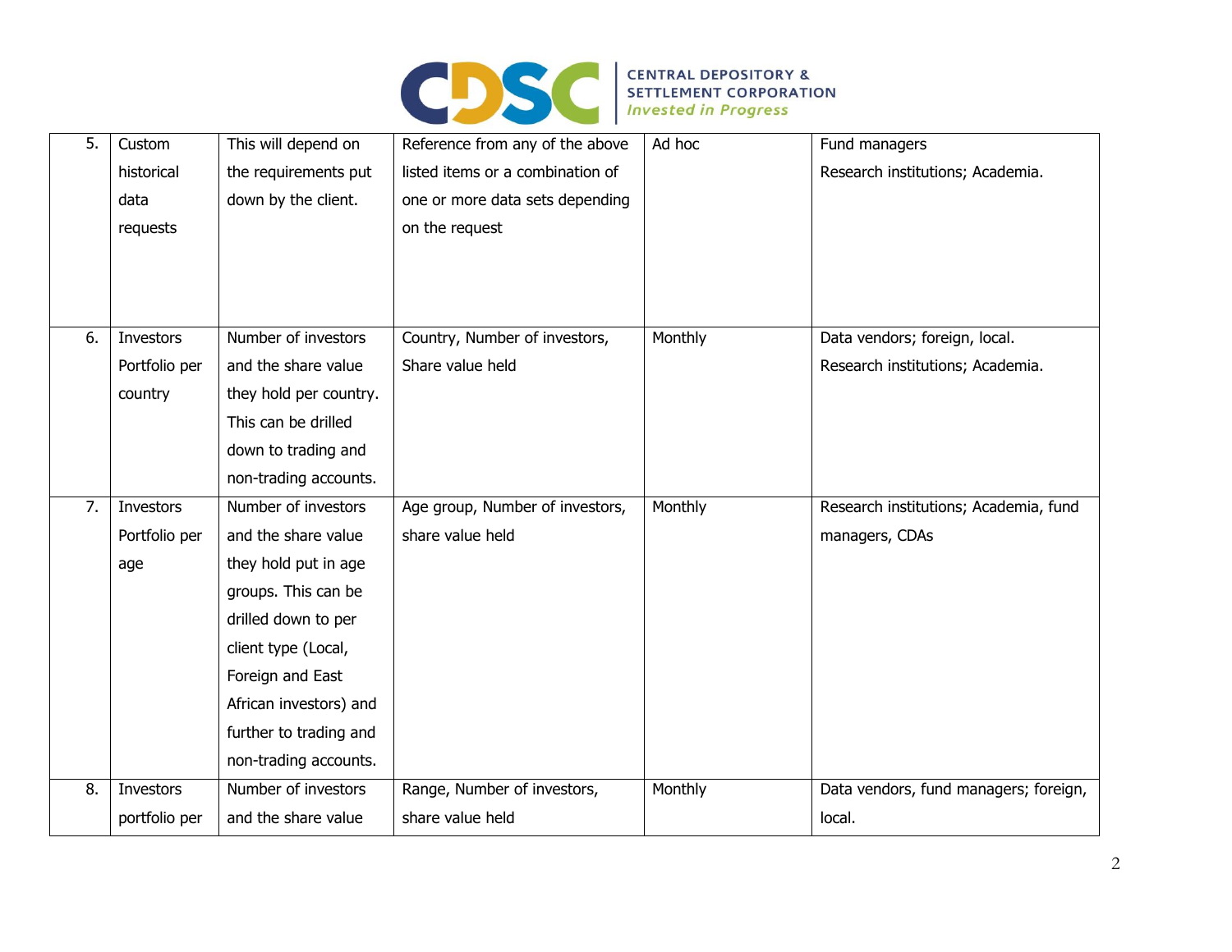| | | | | | |
|---|---|---|---|---|---|
| 5. | Custom historical data requests | This will depend on the requirements put down by the client. | Reference from any of the above listed items or a combination of one or more data sets depending on the request | Ad hoc | Fund managers<br>Research institutions; Academia. |
| 6. | Investors Portfolio per country | Number of investors and the share value they hold per country. This can be drilled down to trading and non-trading accounts. | Country, Number of investors, Share value held | Monthly | Data vendors; foreign, local.<br>Research institutions; Academia. |
| 7. | Investors Portfolio per age | Number of investors and the share value they hold put in age groups. This can be drilled down to per client type (Local, Foreign and East African investors) and further to trading and non-trading accounts. | Age group, Number of investors, share value held | Monthly | Research institutions; Academia, fund managers, CDAs |
| 8. | Investors portfolio per | Number of investors and the share value | Range, Number of investors, share value held | Monthly | Data vendors, fund managers; foreign, local. |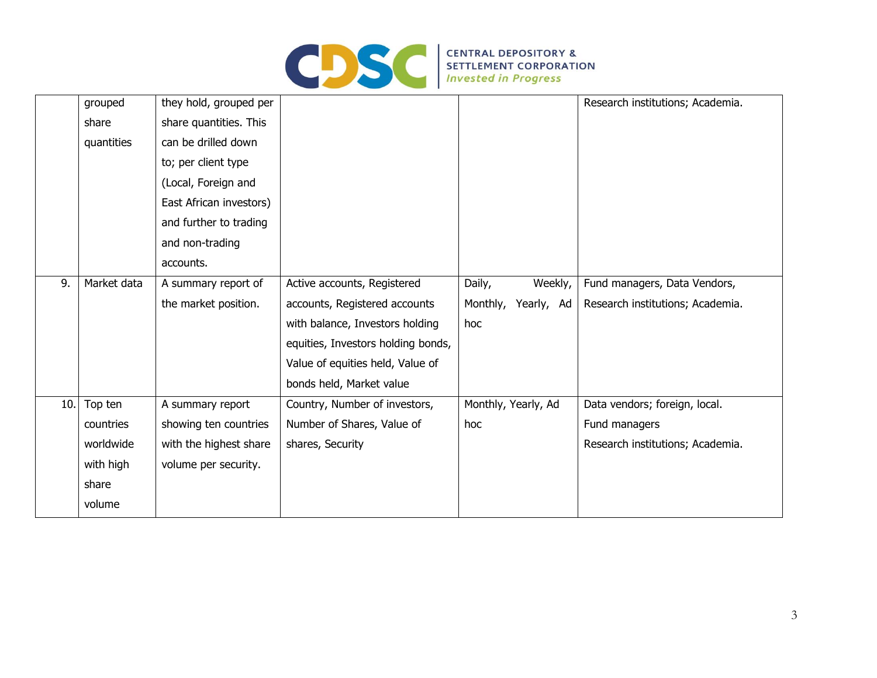| | | | | | |
|---|---|---|---|---|---|
| | grouped share quantities | they hold, grouped per share quantities. This can be drilled down to; per client type (Local, Foreign and East African investors) and further to trading and non-trading accounts. | | | Research institutions; Academia. |
| 9. | Market data | A summary report of the market position. | Active accounts, Registered accounts, Registered accounts with balance, Investors holding equities, Investors holding bonds, Value of equities held, Value of bonds held, Market value | Daily, Weekly, Monthly, Yearly, Ad hoc | Fund managers, Data Vendors, Research institutions; Academia. |
| 10. | Top ten countries worldwide with high share volume | A summary report showing ten countries with the highest share volume per security. | Country, Number of investors, Number of Shares, Value of shares, Security | Monthly, Yearly, Ad hoc | Data vendors; foreign, local. Fund managers Research institutions; Academia. |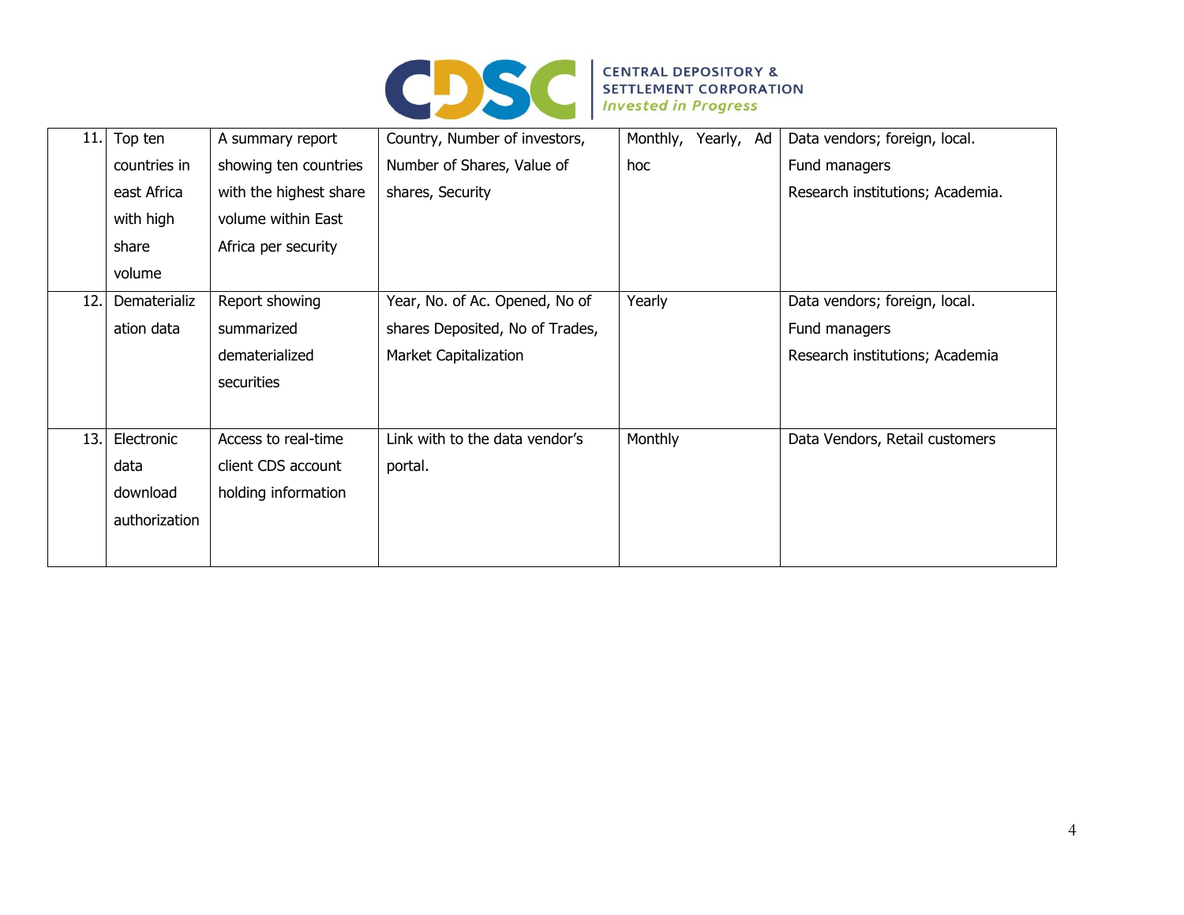| | | | | | |
|---|---|---|---|---|---|
| 11. | Top ten countries in east Africa with high share volume | A summary report showing ten countries with the highest share volume within East Africa per security | Country, Number of investors, Number of Shares, Value of shares, Security | Monthly, Yearly, Ad hoc | Data vendors; foreign, local.<br>Fund managers<br>Research institutions; Academia. |
| 12. | Dematerialization data | Report showing summarized dematerialized securities | Year, No. of Ac. Opened, No of shares Deposited, No of Trades, Market Capitalization | Yearly | Data vendors; foreign, local.<br>Fund managers<br>Research institutions; Academia |
| 13. | Electronic data download authorization | Access to real-time client CDS account holding information | Link with to the data vendor's portal. | Monthly | Data Vendors, Retail customers |